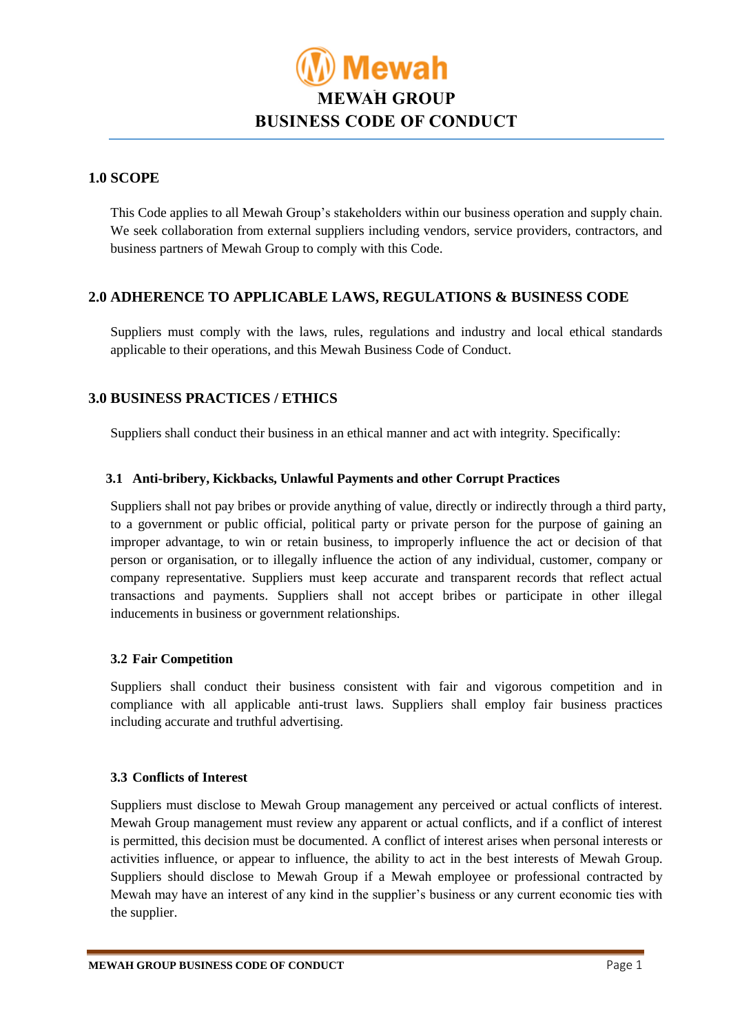# MEWAH GROUP BUSINESS CODE OF CONDUCT

## 1.0 SCOPE

This Code applies to all Mewah Group's stakeholders within our business operation and supply chain. We seek collaboration from external suppliers including vendors, service providers, contractors, and business partners of Mewah Group to comply with this Code.

## 2.0 ADHERENCE TO APPLICABLE LAWS, REGULATIONS & BUSINESS CODE

Suppliers must comply with the laws, rules, regulations and industry and local ethical standards applicable to their operations, and this Mewah Business Code of Conduct.

## 3.0 BUSINESS PRACTICES / ETHICS

Suppliers shall conduct their business in an ethical manner and act with integrity. Specifically:

### 3.1 Anti-bribery, Kickbacks, Unlawful Payments and other Corrupt Practices

Suppliers shall not pay bribes or provide anything of value, directly or indirectly through a third party, to a government or public official, political party or private person for the purpose of gaining an improper advantage, to win or retain business, to improperly influence the act or decision of that person or organisation, or to illegally influence the action of any individual, customer, company or company representative. Suppliers must keep accurate and transparent records that reflect actual transactions and payments. Suppliers shall not accept bribes or participate in other illegal inducements in business or government relationships.

### 3.2 Fair Competition

Suppliers shall conduct their business consistent with fair and vigorous competition and in compliance with all applicable anti-trust laws. Suppliers shall employ fair business practices including accurate and truthful advertising.

### 3.3 Conflicts of Interest

Suppliers must disclose to Mewah Group management any perceived or actual conflicts of interest. Mewah Group management must review any apparent or actual conflicts, and if a conflict of interest is permitted, this decision must be documented. A conflict of interest arises when personal interests or activities influence, or appear to influence, the ability to act in the best interests of Mewah Group. Suppliers should disclose to Mewah Group if a Mewah employee or professional contracted by Mewah may have an interest of any kind in the supplier's business or any current economic ties with the supplier.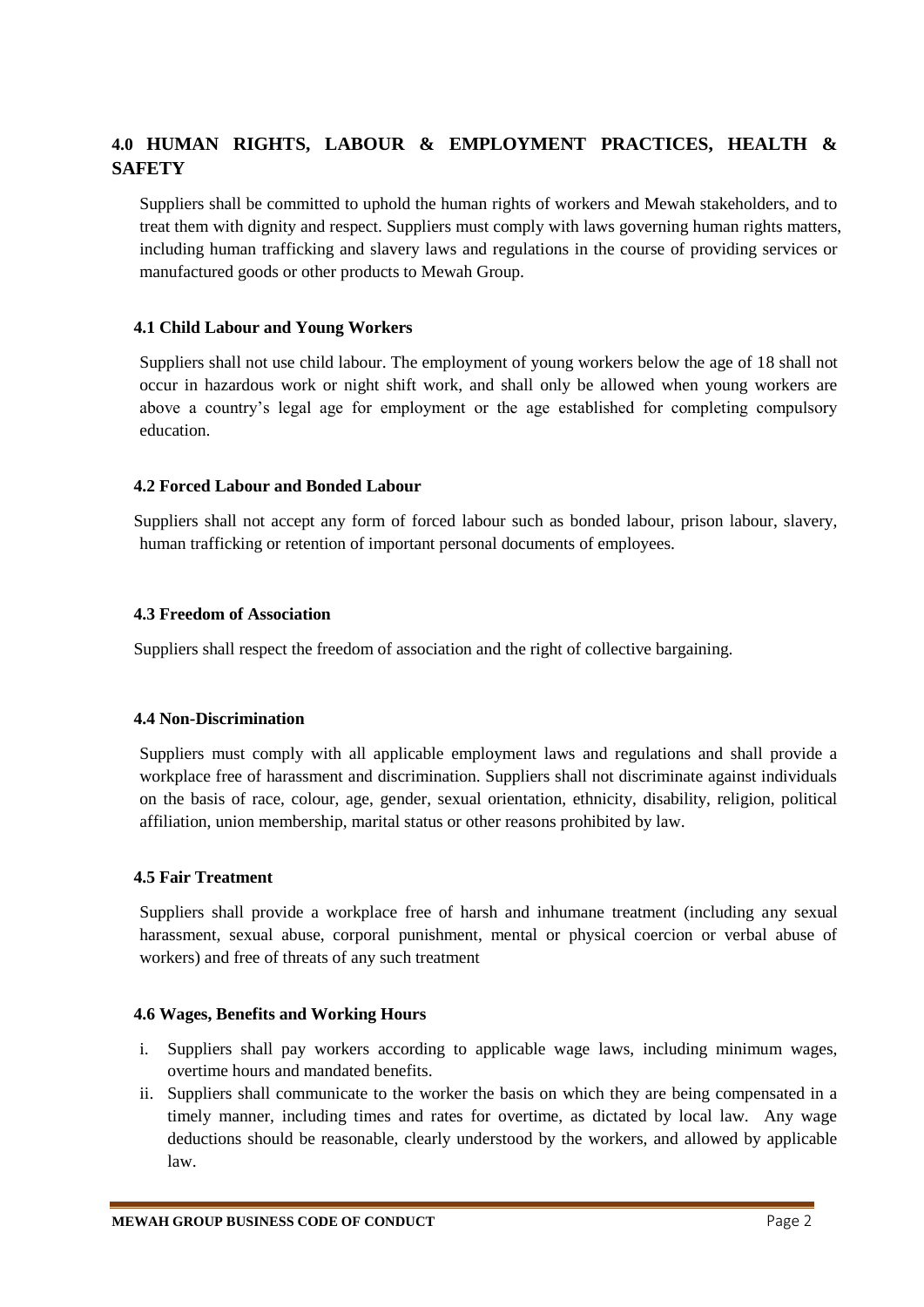## 4.0 HUMAN RIGHTS, LABOUR & EMPLOYMENT PRACTICES, HEALTH & SAFETY

Suppliers shall be committed to uphold the human rights of workers and Mewah stakeholders, and to treat them with dignity and respect. Suppliers must comply with laws governing human rights matters, including human trafficking and slavery laws and regulations in the course of providing services or manufactured goods or other products to Mewah Group.

### 4.1 Child Labour and Young Workers

Suppliers shall not use child labour. The employment of young workers below the age of 18 shall not occur in hazardous work or night shift work, and shall only be allowed when young workers are above a country's legal age for employment or the age established for completing compulsory education.

### 4.2 Forced Labour and Bonded Labour

Suppliers shall not accept any form of forced labour such as bonded labour, prison labour, slavery, human trafficking or retention of important personal documents of employees.

### 4.3 Freedom of Association

Suppliers shall respect the freedom of association and the right of collective bargaining.

### 4.4 Non-Discrimination

Suppliers must comply with all applicable employment laws and regulations and shall provide a workplace free of harassment and discrimination. Suppliers shall not discriminate against individuals on the basis of race, colour, age, gender, sexual orientation, ethnicity, disability, religion, political affiliation, union membership, marital status or other reasons prohibited by law.

### 4.5 Fair Treatment

Suppliers shall provide a workplace free of harsh and inhumane treatment (including any sexual harassment, sexual abuse, corporal punishment, mental or physical coercion or verbal abuse of workers) and free of threats of any such treatment

### 4.6 Wages, Benefits and Working Hours

i. Suppliers shall pay workers according to applicable wage laws, including minimum wages, overtime hours and mandated benefits.

ii. Suppliers shall communicate to the worker the basis on which they are being compensated in a timely manner, including times and rates for overtime, as dictated by local law. Any wage deductions should be reasonable, clearly understood by the workers, and allowed by applicable law.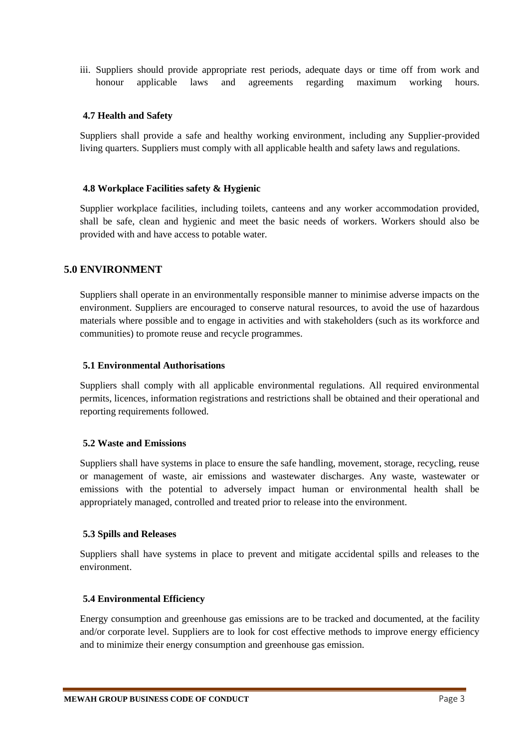iii. Suppliers should provide appropriate rest periods, adequate days or time off from work and honour applicable laws and agreements regarding maximum working hours.

### 4.7 Health and Safety

Suppliers shall provide a safe and healthy working environment, including any Supplier-provided living quarters. Suppliers must comply with all applicable health and safety laws and regulations.

### 4.8 Workplace Facilities safety & Hygienic

Supplier workplace facilities, including toilets, canteens and any worker accommodation provided, shall be safe, clean and hygienic and meet the basic needs of workers. Workers should also be provided with and have access to potable water.

## 5.0 ENVIRONMENT

Suppliers shall operate in an environmentally responsible manner to minimise adverse impacts on the environment. Suppliers are encouraged to conserve natural resources, to avoid the use of hazardous materials where possible and to engage in activities and with stakeholders (such as its workforce and communities) to promote reuse and recycle programmes.

### 5.1 Environmental Authorisations

Suppliers shall comply with all applicable environmental regulations. All required environmental permits, licences, information registrations and restrictions shall be obtained and their operational and reporting requirements followed.

### 5.2 Waste and Emissions

Suppliers shall have systems in place to ensure the safe handling, movement, storage, recycling, reuse or management of waste, air emissions and wastewater discharges. Any waste, wastewater or emissions with the potential to adversely impact human or environmental health shall be appropriately managed, controlled and treated prior to release into the environment.

### 5.3 Spills and Releases

Suppliers shall have systems in place to prevent and mitigate accidental spills and releases to the environment.

### 5.4 Environmental Efficiency

Energy consumption and greenhouse gas emissions are to be tracked and documented, at the facility and/or corporate level. Suppliers are to look for cost effective methods to improve energy efficiency and to minimize their energy consumption and greenhouse gas emission.